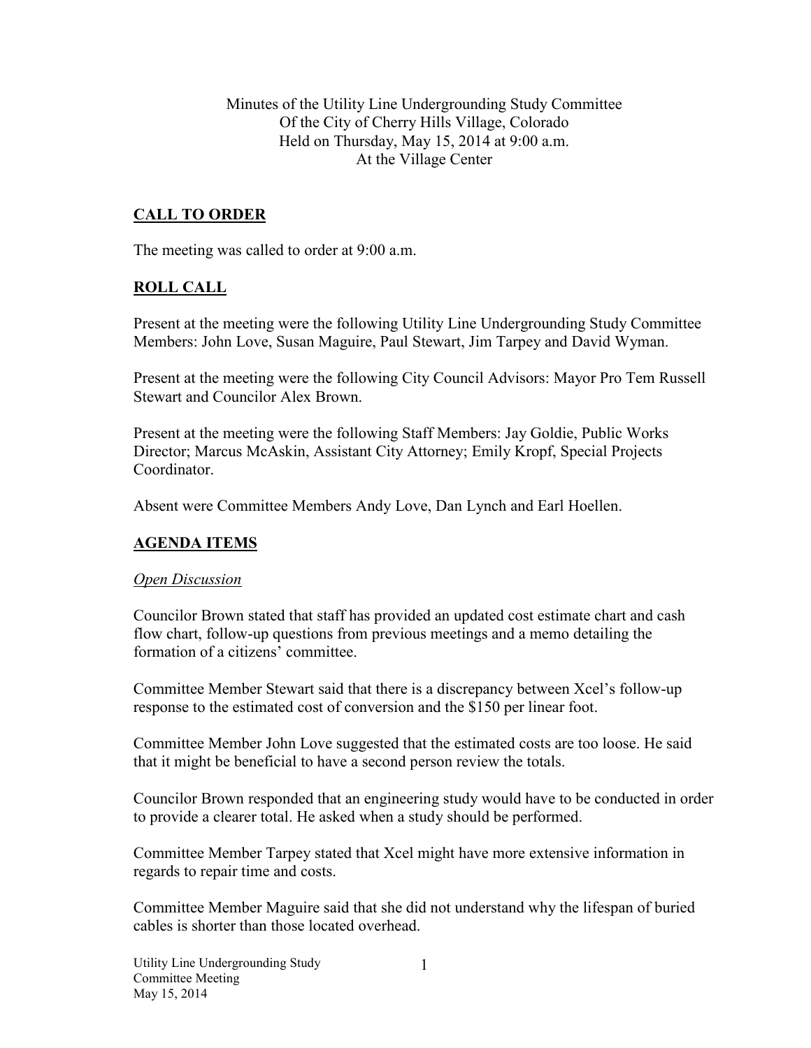Minutes of the Utility Line Undergrounding Study Committee
Of the City of Cherry Hills Village, Colorado
Held on Thursday, May 15, 2014 at 9:00 a.m.
At the Village Center

## CALL TO ORDER

The meeting was called to order at 9:00 a.m.

## ROLL CALL

Present at the meeting were the following Utility Line Undergrounding Study Committee Members: John Love, Susan Maguire, Paul Stewart, Jim Tarpey and David Wyman.

Present at the meeting were the following City Council Advisors: Mayor Pro Tem Russell Stewart and Councilor Alex Brown.

Present at the meeting were the following Staff Members: Jay Goldie, Public Works Director; Marcus McAskin, Assistant City Attorney; Emily Kropf, Special Projects Coordinator.

Absent were Committee Members Andy Love, Dan Lynch and Earl Hoellen.

## AGENDA ITEMS

*Open Discussion*

Councilor Brown stated that staff has provided an updated cost estimate chart and cash flow chart, follow-up questions from previous meetings and a memo detailing the formation of a citizens' committee.

Committee Member Stewart said that there is a discrepancy between Xcel's follow-up response to the estimated cost of conversion and the $150 per linear foot.

Committee Member John Love suggested that the estimated costs are too loose. He said that it might be beneficial to have a second person review the totals.

Councilor Brown responded that an engineering study would have to be conducted in order to provide a clearer total. He asked when a study should be performed.

Committee Member Tarpey stated that Xcel might have more extensive information in regards to repair time and costs.

Committee Member Maguire said that she did not understand why the lifespan of buried cables is shorter than those located overhead.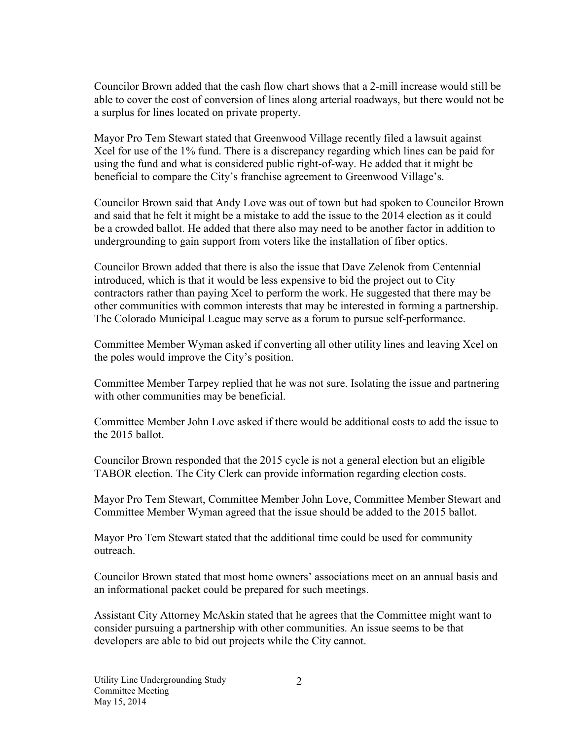Councilor Brown added that the cash flow chart shows that a 2-mill increase would still be able to cover the cost of conversion of lines along arterial roadways, but there would not be a surplus for lines located on private property.

Mayor Pro Tem Stewart stated that Greenwood Village recently filed a lawsuit against Xcel for use of the 1% fund. There is a discrepancy regarding which lines can be paid for using the fund and what is considered public right-of-way. He added that it might be beneficial to compare the City's franchise agreement to Greenwood Village's.

Councilor Brown said that Andy Love was out of town but had spoken to Councilor Brown and said that he felt it might be a mistake to add the issue to the 2014 election as it could be a crowded ballot. He added that there also may need to be another factor in addition to undergrounding to gain support from voters like the installation of fiber optics.

Councilor Brown added that there is also the issue that Dave Zelenok from Centennial introduced, which is that it would be less expensive to bid the project out to City contractors rather than paying Xcel to perform the work. He suggested that there may be other communities with common interests that may be interested in forming a partnership. The Colorado Municipal League may serve as a forum to pursue self-performance.

Committee Member Wyman asked if converting all other utility lines and leaving Xcel on the poles would improve the City's position.

Committee Member Tarpey replied that he was not sure. Isolating the issue and partnering with other communities may be beneficial.

Committee Member John Love asked if there would be additional costs to add the issue to the 2015 ballot.

Councilor Brown responded that the 2015 cycle is not a general election but an eligible TABOR election. The City Clerk can provide information regarding election costs.

Mayor Pro Tem Stewart, Committee Member John Love, Committee Member Stewart and Committee Member Wyman agreed that the issue should be added to the 2015 ballot.

Mayor Pro Tem Stewart stated that the additional time could be used for community outreach.

Councilor Brown stated that most home owners' associations meet on an annual basis and an informational packet could be prepared for such meetings.

Assistant City Attorney McAskin stated that he agrees that the Committee might want to consider pursuing a partnership with other communities. An issue seems to be that developers are able to bid out projects while the City cannot.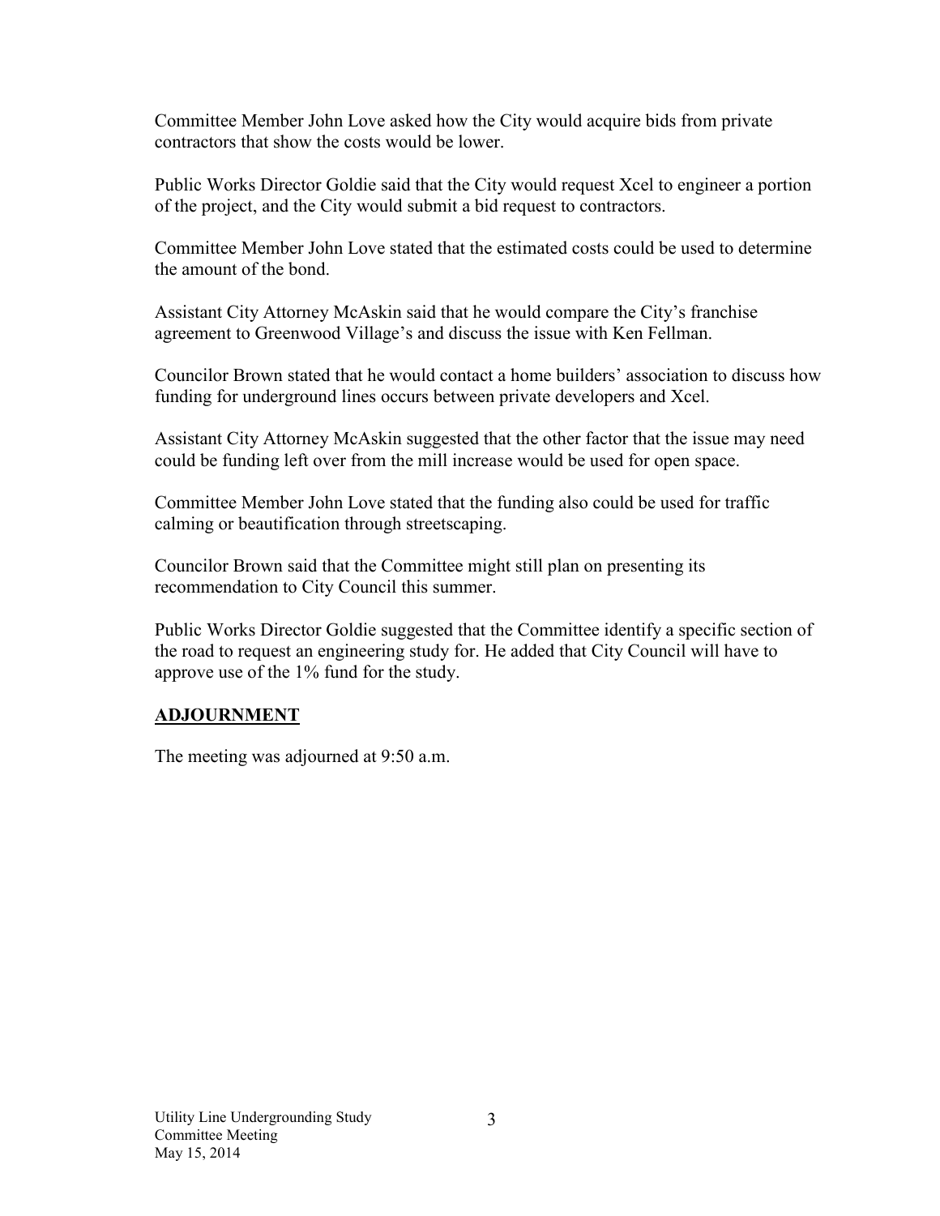Committee Member John Love asked how the City would acquire bids from private contractors that show the costs would be lower.

Public Works Director Goldie said that the City would request Xcel to engineer a portion of the project, and the City would submit a bid request to contractors.

Committee Member John Love stated that the estimated costs could be used to determine the amount of the bond.

Assistant City Attorney McAskin said that he would compare the City's franchise agreement to Greenwood Village's and discuss the issue with Ken Fellman.

Councilor Brown stated that he would contact a home builders' association to discuss how funding for underground lines occurs between private developers and Xcel.

Assistant City Attorney McAskin suggested that the other factor that the issue may need could be funding left over from the mill increase would be used for open space.

Committee Member John Love stated that the funding also could be used for traffic calming or beautification through streetscaping.

Councilor Brown said that the Committee might still plan on presenting its recommendation to City Council this summer.

Public Works Director Goldie suggested that the Committee identify a specific section of the road to request an engineering study for. He added that City Council will have to approve use of the 1% fund for the study.

## ADJOURNMENT

The meeting was adjourned at 9:50 a.m.